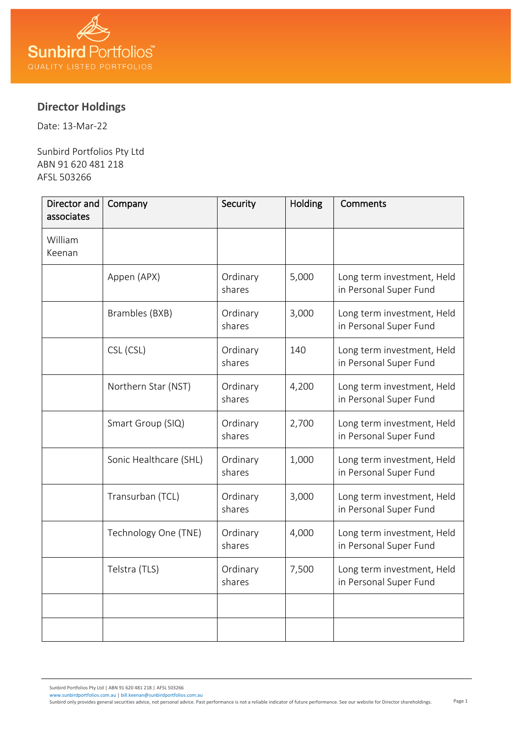Sunbird Portfolios™
QUALITY LISTED PORTFOLIOS

## Director Holdings

Date: 13-Mar-22

Sunbird Portfolios Pty Ltd
ABN 91 620 481 218
AFSL 503266

| Director and associates | Company | Security | Holding | Comments |
|---|---|---|---|---|
| William Keenan | | | | |
| | Appen (APX) | Ordinary shares | 5,000 | Long term investment, Held in Personal Super Fund |
| | Brambles (BXB) | Ordinary shares | 3,000 | Long term investment, Held in Personal Super Fund |
| | CSL (CSL) | Ordinary shares | 140 | Long term investment, Held in Personal Super Fund |
| | Northern Star (NST) | Ordinary shares | 4,200 | Long term investment, Held in Personal Super Fund |
| | Smart Group (SIQ) | Ordinary shares | 2,700 | Long term investment, Held in Personal Super Fund |
| | Sonic Healthcare (SHL) | Ordinary shares | 1,000 | Long term investment, Held in Personal Super Fund |
| | Transurban (TCL) | Ordinary shares | 3,000 | Long term investment, Held in Personal Super Fund |
| | Technology One (TNE) | Ordinary shares | 4,000 | Long term investment, Held in Personal Super Fund |
| | Telstra (TLS) | Ordinary shares | 7,500 | Long term investment, Held in Personal Super Fund |
| | | | | |
| | | | | |

Sunbird Portfolios Pty Ltd | ABN 91 620 481 218 | AFSL 503266
www.sunbirdportfolios.com.au | bill.keenan@sunbirdportfolios.com.au
Sunbird only provides general securities advice, not personal advice. Past performance is not a reliable indicator of future performance. See our website for Director shareholdings.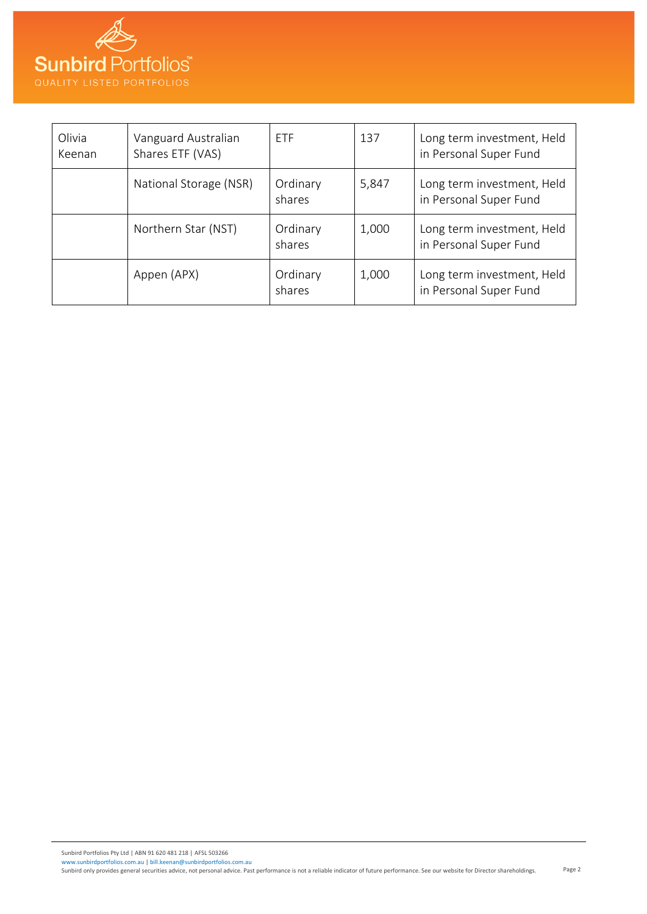| | | | | |
|---|---|---|---|---|
| Olivia Keenan | Vanguard Australian Shares ETF (VAS) | ETF | 137 | Long term investment, Held in Personal Super Fund |
| | National Storage (NSR) | Ordinary shares | 5,847 | Long term investment, Held in Personal Super Fund |
| | Northern Star (NST) | Ordinary shares | 1,000 | Long term investment, Held in Personal Super Fund |
| | Appen (APX) | Ordinary shares | 1,000 | Long term investment, Held in Personal Super Fund |